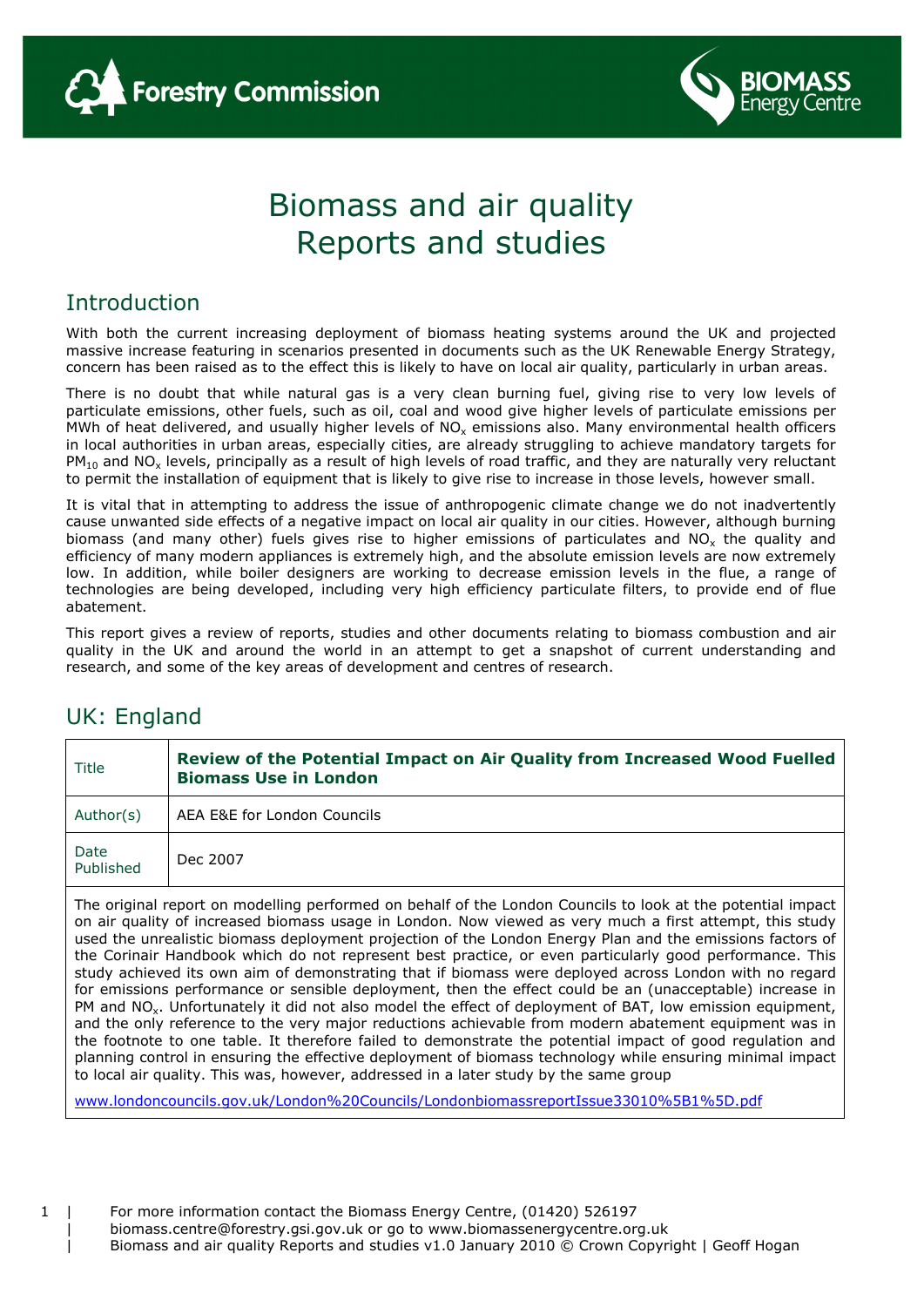# Biomass and air quality Reports and studies

## Introduction

With both the current increasing deployment of biomass heating systems around the UK and projected massive increase featuring in scenarios presented in documents such as the UK Renewable Energy Strategy, concern has been raised as to the effect this is likely to have on local air quality, particularly in urban areas.

There is no doubt that while natural gas is a very clean burning fuel, giving rise to very low levels of particulate emissions, other fuels, such as oil, coal and wood give higher levels of particulate emissions per MWh of heat delivered, and usually higher levels of $NO_x$ emissions also. Many environmental health officers in local authorities in urban areas, especially cities, are already struggling to achieve mandatory targets for $PM_{10}$ and $NO_x$ levels, principally as a result of high levels of road traffic, and they are naturally very reluctant to permit the installation of equipment that is likely to give rise to increase in those levels, however small.

It is vital that in attempting to address the issue of anthropogenic climate change we do not inadvertently cause unwanted side effects of a negative impact on local air quality in our cities. However, although burning biomass (and many other) fuels gives rise to higher emissions of particulates and $NO_x$ the quality and efficiency of many modern appliances is extremely high, and the absolute emission levels are now extremely low. In addition, while boiler designers are working to decrease emission levels in the flue, a range of technologies are being developed, including very high efficiency particulate filters, to provide end of flue abatement.

This report gives a review of reports, studies and other documents relating to biomass combustion and air quality in the UK and around the world in an attempt to get a snapshot of current understanding and research, and some of the key areas of development and centres of research.

## UK: England

| | |
|---|---|
| Title | **Review of the Potential Impact on Air Quality from Increased Wood Fuelled Biomass Use in London** |
| Author(s) | AEA E&E for London Councils |
| Date Published | Dec 2007 |

The original report on modelling performed on behalf of the London Councils to look at the potential impact on air quality of increased biomass usage in London. Now viewed as very much a first attempt, this study used the unrealistic biomass deployment projection of the London Energy Plan and the emissions factors of the Corinair Handbook which do not represent best practice, or even particularly good performance. This study achieved its own aim of demonstrating that if biomass were deployed across London with no regard for emissions performance or sensible deployment, then the effect could be an (unacceptable) increase in PM and $NO_x$. Unfortunately it did not also model the effect of deployment of BAT, low emission equipment, and the only reference to the very major reductions achievable from modern abatement equipment was in the footnote to one table. It therefore failed to demonstrate the potential impact of good regulation and planning control in ensuring the effective deployment of biomass technology while ensuring minimal impact to local air quality. This was, however, addressed in a later study by the same group

www.londoncouncils.gov.uk/London%20Councils/LondonbiomassreportIssue33010%5B1%5D.pdf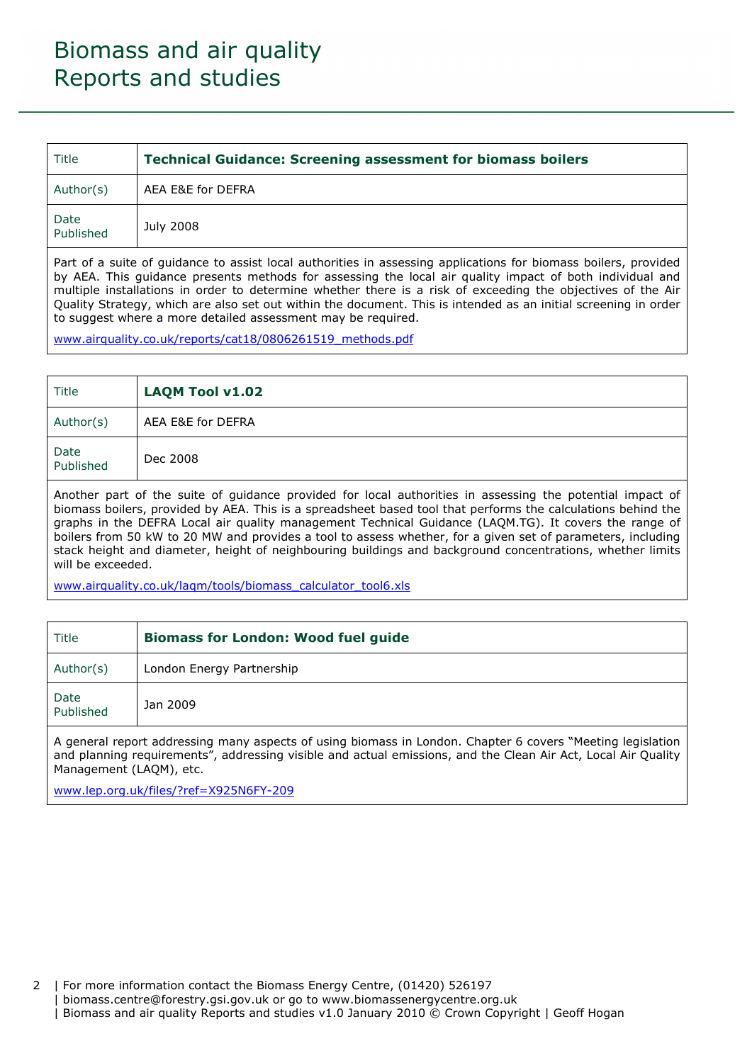# Biomass and air quality
# Reports and studies

| Title | **Technical Guidance: Screening assessment for biomass boilers** |
|---|---|
| Author(s) | AEA E&E for DEFRA |
| Date Published | July 2008 |

Part of a suite of guidance to assist local authorities in assessing applications for biomass boilers, provided by AEA. This guidance presents methods for assessing the local air quality impact of both individual and multiple installations in order to determine whether there is a risk of exceeding the objectives of the Air Quality Strategy, which are also set out within the document. This is intended as an initial screening in order to suggest where a more detailed assessment may be required.

www.airquality.co.uk/reports/cat18/0806261519_methods.pdf

| Title | **LAQM Tool v1.02** |
|---|---|
| Author(s) | AEA E&E for DEFRA |
| Date Published | Dec 2008 |

Another part of the suite of guidance provided for local authorities in assessing the potential impact of biomass boilers, provided by AEA. This is a spreadsheet based tool that performs the calculations behind the graphs in the DEFRA Local air quality management Technical Guidance (LAQM.TG). It covers the range of boilers from 50 kW to 20 MW and provides a tool to assess whether, for a given set of parameters, including stack height and diameter, height of neighbouring buildings and background concentrations, whether limits will be exceeded.

www.airquality.co.uk/laqm/tools/biomass_calculator_tool6.xls

| Title | **Biomass for London: Wood fuel guide** |
|---|---|
| Author(s) | London Energy Partnership |
| Date Published | Jan 2009 |

A general report addressing many aspects of using biomass in London. Chapter 6 covers "Meeting legislation and planning requirements", addressing visible and actual emissions, and the Clean Air Act, Local Air Quality Management (LAQM), etc.

www.lep.org.uk/files/?ref=X925N6FY-209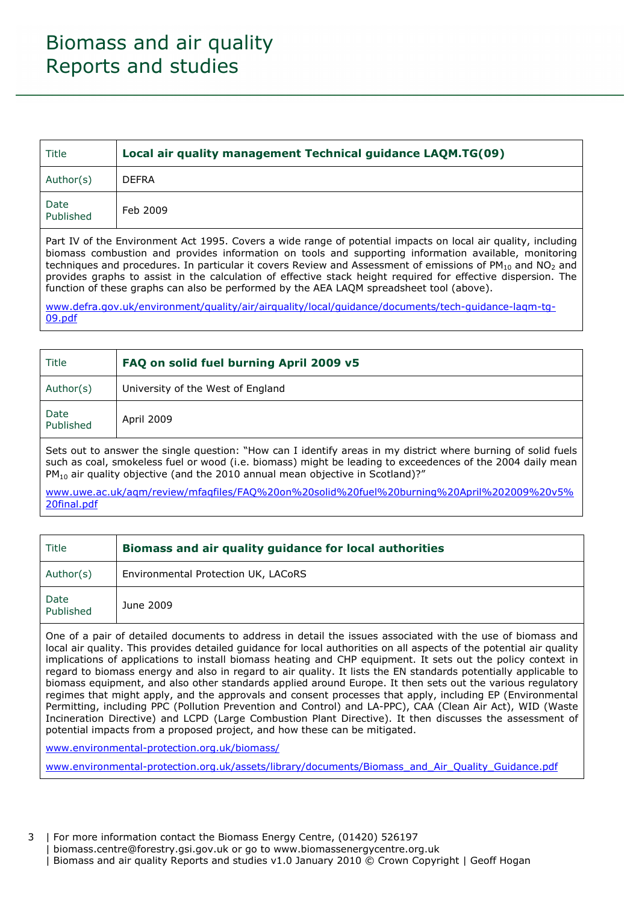# Biomass and air quality
# Reports and studies

| Title | **Local air quality management Technical guidance LAQM.TG(09)** |
|---|---|
| Author(s) | DEFRA |
| Date Published | Feb 2009 |

Part IV of the Environment Act 1995. Covers a wide range of potential impacts on local air quality, including biomass combustion and provides information on tools and supporting information available, monitoring techniques and procedures. In particular it covers Review and Assessment of emissions of $PM_{10}$ and $NO_2$ and provides graphs to assist in the calculation of effective stack height required for effective dispersion. The function of these graphs can also be performed by the AEA LAQM spreadsheet tool (above).

www.defra.gov.uk/environment/quality/air/airquality/local/guidance/documents/tech-guidance-laqm-tg-09.pdf

| Title | **FAQ on solid fuel burning April 2009 v5** |
|---|---|
| Author(s) | University of the West of England |
| Date Published | April 2009 |

Sets out to answer the single question: "How can I identify areas in my district where burning of solid fuels such as coal, smokeless fuel or wood (i.e. biomass) might be leading to exceedences of the 2004 daily mean $PM_{10}$ air quality objective (and the 2010 annual mean objective in Scotland)?"

www.uwe.ac.uk/aqm/review/mfaqfiles/FAQ%20on%20solid%20fuel%20burning%20April%202009%20v5%20final.pdf

| Title | **Biomass and air quality guidance for local authorities** |
|---|---|
| Author(s) | Environmental Protection UK, LACoRS |
| Date Published | June 2009 |

One of a pair of detailed documents to address in detail the issues associated with the use of biomass and local air quality. This provides detailed guidance for local authorities on all aspects of the potential air quality implications of applications to install biomass heating and CHP equipment. It sets out the policy context in regard to biomass energy and also in regard to air quality. It lists the EN standards potentially applicable to biomass equipment, and also other standards applied around Europe. It then sets out the various regulatory regimes that might apply, and the approvals and consent processes that apply, including EP (Environmental Permitting, including PPC (Pollution Prevention and Control) and LA-PPC), CAA (Clean Air Act), WID (Waste Incineration Directive) and LCPD (Large Combustion Plant Directive). It then discusses the assessment of potential impacts from a proposed project, and how these can be mitigated.

www.environmental-protection.org.uk/biomass/

www.environmental-protection.org.uk/assets/library/documents/Biomass_and_Air_Quality_Guidance.pdf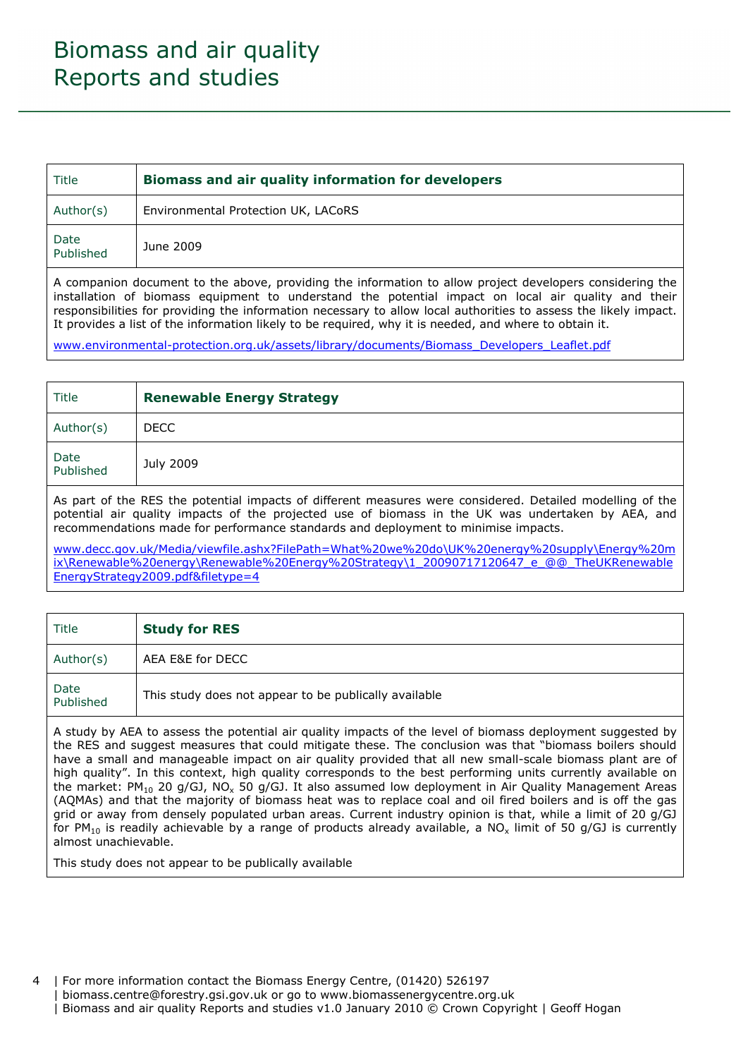# Biomass and air quality Reports and studies

| Title | **Biomass and air quality information for developers** |
|---|---|
| Author(s) | Environmental Protection UK, LACoRS |
| Date Published | June 2009 |

A companion document to the above, providing the information to allow project developers considering the installation of biomass equipment to understand the potential impact on local air quality and their responsibilities for providing the information necessary to allow local authorities to assess the likely impact. It provides a list of the information likely to be required, why it is needed, and where to obtain it.

www.environmental-protection.org.uk/assets/library/documents/Biomass_Developers_Leaflet.pdf

| Title | **Renewable Energy Strategy** |
|---|---|
| Author(s) | DECC |
| Date Published | July 2009 |

As part of the RES the potential impacts of different measures were considered. Detailed modelling of the potential air quality impacts of the projected use of biomass in the UK was undertaken by AEA, and recommendations made for performance standards and deployment to minimise impacts.

www.decc.gov.uk/Media/viewfile.ashx?FilePath=What%20we%20do\UK%20energy%20supply\Energy%20mix\Renewable%20energy\Renewable%20Energy%20Strategy\1_20090717120647_e_@@_TheUKRenewableEnergyStrategy2009.pdf&filetype=4

| Title | **Study for RES** |
|---|---|
| Author(s) | AEA E&E for DECC |
| Date Published | This study does not appear to be publically available |

A study by AEA to assess the potential air quality impacts of the level of biomass deployment suggested by the RES and suggest measures that could mitigate these. The conclusion was that "biomass boilers should have a small and manageable impact on air quality provided that all new small-scale biomass plant are of high quality". In this context, high quality corresponds to the best performing units currently available on the market: $PM_{10}$ 20 g/GJ, $NO_x$ 50 g/GJ. It also assumed low deployment in Air Quality Management Areas (AQMAs) and that the majority of biomass heat was to replace coal and oil fired boilers and is off the gas grid or away from densely populated urban areas. Current industry opinion is that, while a limit of 20 g/GJ for $PM_{10}$ is readily achievable by a range of products already available, a $NO_x$ limit of 50 g/GJ is currently almost unachievable.

This study does not appear to be publically available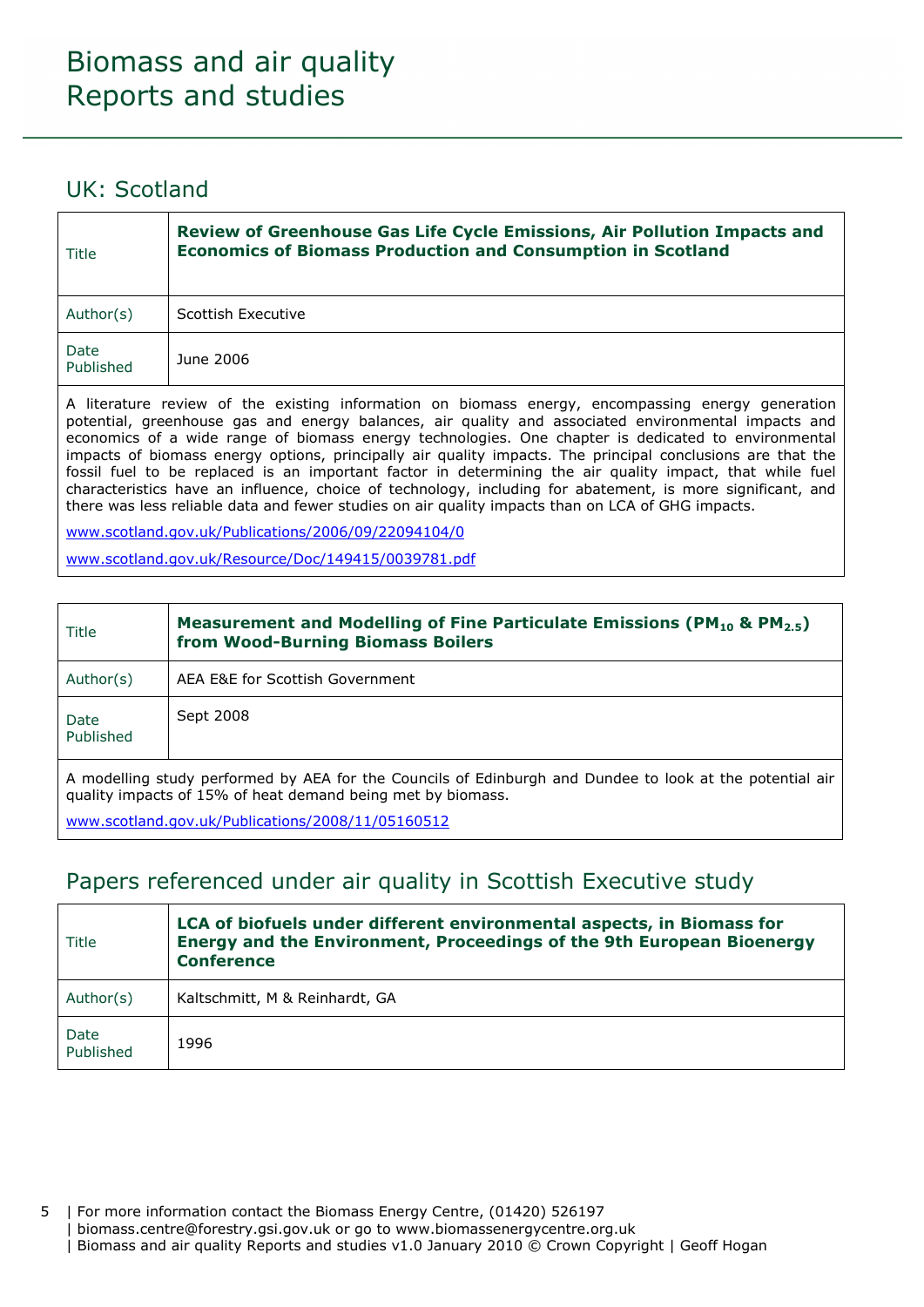# Biomass and air quality
# Reports and studies

## UK: Scotland

| Title | **Review of Greenhouse Gas Life Cycle Emissions, Air Pollution Impacts and Economics of Biomass Production and Consumption in Scotland** |
|---|---|
| Author(s) | Scottish Executive |
| Date Published | June 2006 |

A literature review of the existing information on biomass energy, encompassing energy generation potential, greenhouse gas and energy balances, air quality and associated environmental impacts and economics of a wide range of biomass energy technologies. One chapter is dedicated to environmental impacts of biomass energy options, principally air quality impacts. The principal conclusions are that the fossil fuel to be replaced is an important factor in determining the air quality impact, that while fuel characteristics have an influence, choice of technology, including for abatement, is more significant, and there was less reliable data and fewer studies on air quality impacts than on LCA of GHG impacts.

www.scotland.gov.uk/Publications/2006/09/22094104/0

www.scotland.gov.uk/Resource/Doc/149415/0039781.pdf

| Title | **Measurement and Modelling of Fine Particulate Emissions ($PM_{10}$ & $PM_{2.5}$) from Wood-Burning Biomass Boilers** |
|---|---|
| Author(s) | AEA E&E for Scottish Government |
| Date Published | Sept 2008 |

A modelling study performed by AEA for the Councils of Edinburgh and Dundee to look at the potential air quality impacts of 15% of heat demand being met by biomass.

www.scotland.gov.uk/Publications/2008/11/05160512

## Papers referenced under air quality in Scottish Executive study

| Title | **LCA of biofuels under different environmental aspects, in Biomass for Energy and the Environment, Proceedings of the 9th European Bioenergy Conference** |
|---|---|
| Author(s) | Kaltschmitt, M & Reinhardt, GA |
| Date Published | 1996 |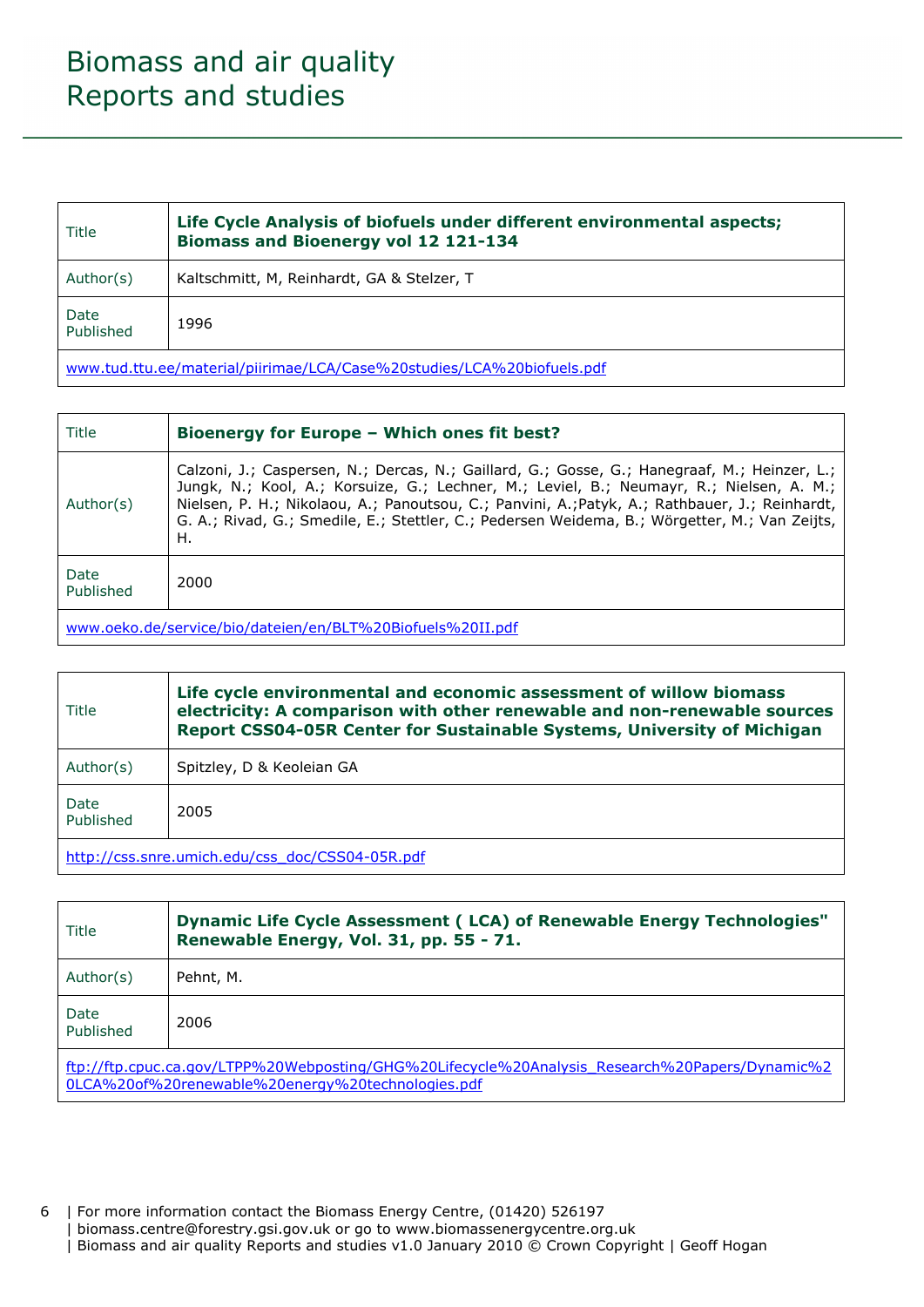| Title | **Life Cycle Analysis of biofuels under different environmental aspects; Biomass and Bioenergy vol 12 121-134** |
|---|---|
| Author(s) | Kaltschmitt, M, Reinhardt, GA & Stelzer, T |
| Date Published | 1996 |
| www.tud.ttu.ee/material/piirimae/LCA/Case%20studies/LCA%20biofuels.pdf | |

| Title | **Bioenergy for Europe – Which ones fit best?** |
|---|---|
| Author(s) | Calzoni, J.; Caspersen, N.; Dercas, N.; Gaillard, G.; Gosse, G.; Hanegraaf, M.; Heinzer, L.; Jungk, N.; Kool, A.; Korsuize, G.; Lechner, M.; Leviel, B.; Neumayr, R.; Nielsen, A. M.; Nielsen, P. H.; Nikolaou, A.; Panoutsou, C.; Panvini, A.;Patyk, A.; Rathbauer, J.; Reinhardt, G. A.; Rivad, G.; Smedile, E.; Stettler, C.; Pedersen Weidema, B.; Wörgetter, M.; Van Zeijts, H. |
| Date Published | 2000 |
| www.oeko.de/service/bio/dateien/en/BLT%20Biofuels%20II.pdf | |

| Title | **Life cycle environmental and economic assessment of willow biomass electricity: A comparison with other renewable and non-renewable sources Report CSS04-05R Center for Sustainable Systems, University of Michigan** |
|---|---|
| Author(s) | Spitzley, D & Keoleian GA |
| Date Published | 2005 |
| http://css.snre.umich.edu/css_doc/CSS04-05R.pdf | |

| Title | **Dynamic Life Cycle Assessment ( LCA) of Renewable Energy Technologies" Renewable Energy, Vol. 31, pp. 55 - 71.** |
|---|---|
| Author(s) | Pehnt, M. |
| Date Published | 2006 |
| ftp://ftp.cpuc.ca.gov/LTPP%20Webposting/GHG%20Lifecycle%20Analysis_Research%20Papers/Dynamic%20LCA%20of%20renewable%20energy%20technologies.pdf | |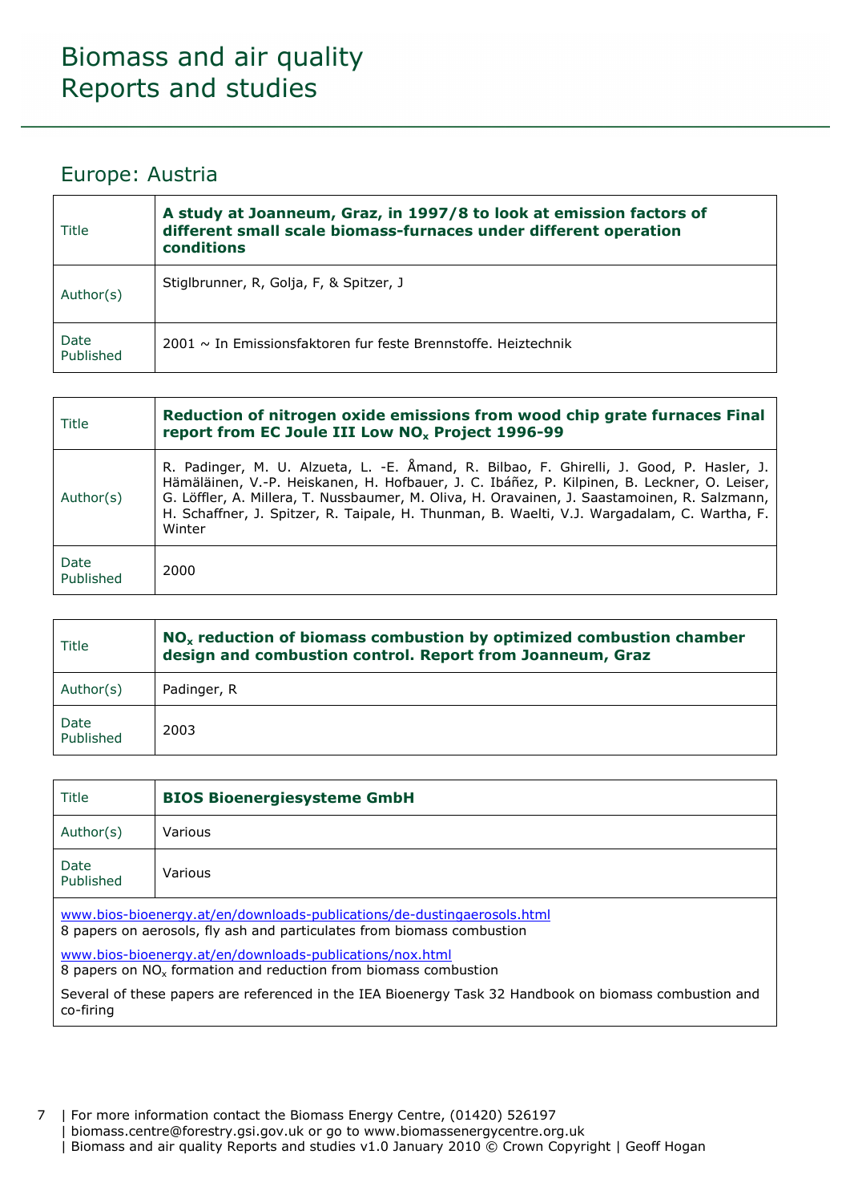# Biomass and air quality
# Reports and studies

## Europe: Austria

| Title | **A study at Joanneum, Graz, in 1997/8 to look at emission factors of different small scale biomass-furnaces under different operation conditions** |
|---|---|
| Author(s) | Stiglbrunner, R, Golja, F, & Spitzer, J |
| Date Published | 2001 ~ In Emissionsfaktoren fur feste Brennstoffe. Heiztechnik |

| Title | **Reduction of nitrogen oxide emissions from wood chip grate furnaces Final report from EC Joule III Low $NO_x$ Project 1996-99** |
|---|---|
| Author(s) | R. Padinger, M. U. Alzueta, L. -E. Åmand, R. Bilbao, F. Ghirelli, J. Good, P. Hasler, J. Hämäläinen, V.-P. Heiskanen, H. Hofbauer, J. C. Ibáñez, P. Kilpinen, B. Leckner, O. Leiser, G. Löffler, A. Millera, T. Nussbaumer, M. Oliva, H. Oravainen, J. Saastamoinen, R. Salzmann, H. Schaffner, J. Spitzer, R. Taipale, H. Thunman, B. Waelti, V.J. Wargadalam, C. Wartha, F. Winter |
| Date Published | 2000 |

| Title | **$NO_x$ reduction of biomass combustion by optimized combustion chamber design and combustion control. Report from Joanneum, Graz** |
|---|---|
| Author(s) | Padinger, R |
| Date Published | 2003 |

| Title | **BIOS Bioenergiesysteme GmbH** |
|---|---|
| Author(s) | Various |
| Date Published | Various |

www.bios-bioenergy.at/en/downloads-publications/de-dustingaerosols.html
8 papers on aerosols, fly ash and particulates from biomass combustion

www.bios-bioenergy.at/en/downloads-publications/nox.html
8 papers on $NO_x$ formation and reduction from biomass combustion

Several of these papers are referenced in the IEA Bioenergy Task 32 Handbook on biomass combustion and co-firing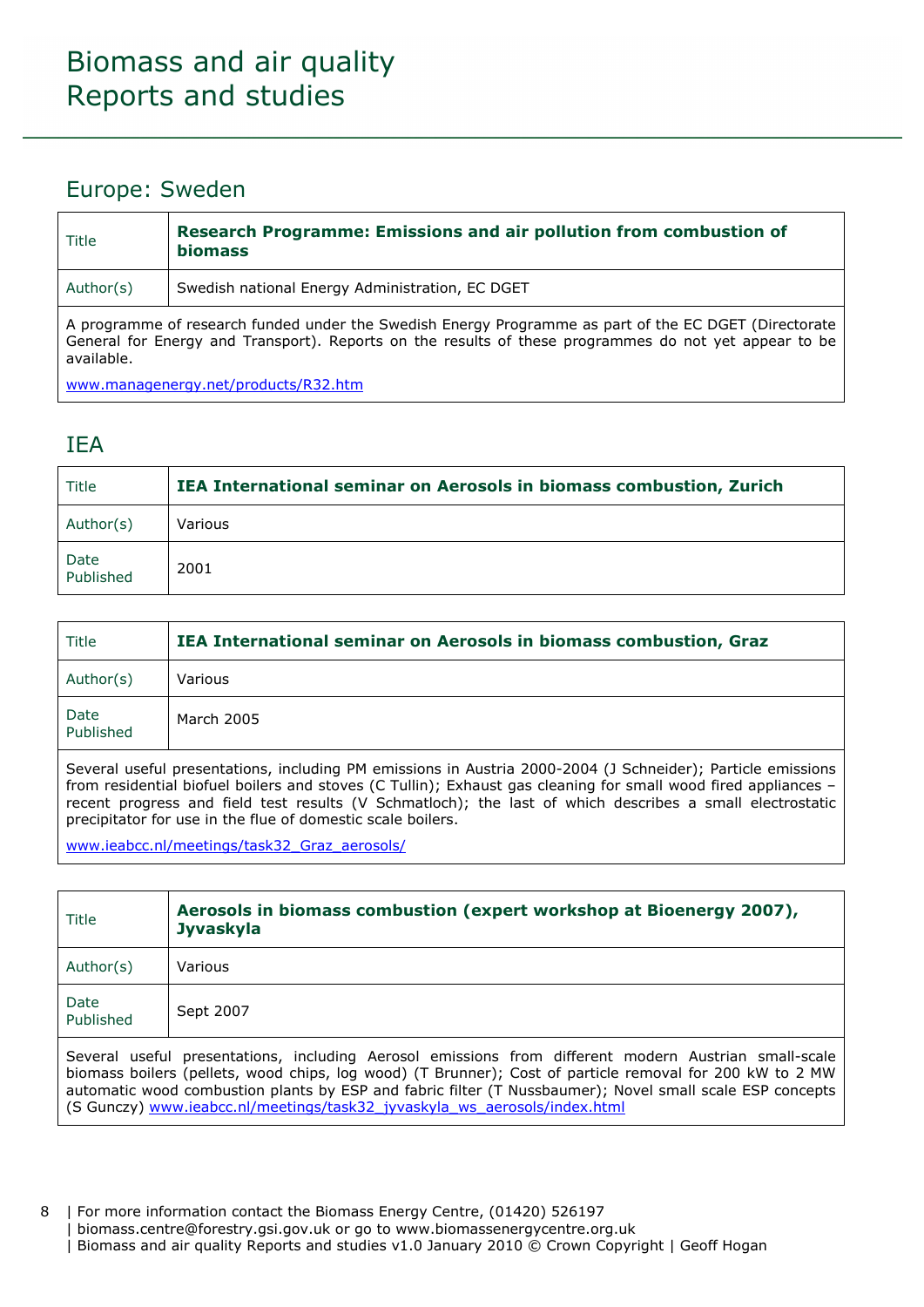# Biomass and air quality Reports and studies

## Europe: Sweden

| Title | **Research Programme: Emissions and air pollution from combustion of biomass** |
|---|---|
| Author(s) | Swedish national Energy Administration, EC DGET |

A programme of research funded under the Swedish Energy Programme as part of the EC DGET (Directorate General for Energy and Transport). Reports on the results of these programmes do not yet appear to be available.

www.managenergy.net/products/R32.htm

## IEA

| Title | **IEA International seminar on Aerosols in biomass combustion, Zurich** |
|---|---|
| Author(s) | Various |
| Date Published | 2001 |

| Title | **IEA International seminar on Aerosols in biomass combustion, Graz** |
|---|---|
| Author(s) | Various |
| Date Published | March 2005 |

Several useful presentations, including PM emissions in Austria 2000-2004 (J Schneider); Particle emissions from residential biofuel boilers and stoves (C Tullin); Exhaust gas cleaning for small wood fired appliances – recent progress and field test results (V Schmatloch); the last of which describes a small electrostatic precipitator for use in the flue of domestic scale boilers.

www.ieabcc.nl/meetings/task32_Graz_aerosols/

| Title | **Aerosols in biomass combustion (expert workshop at Bioenergy 2007), Jyvaskyla** |
|---|---|
| Author(s) | Various |
| Date Published | Sept 2007 |

Several useful presentations, including Aerosol emissions from different modern Austrian small-scale biomass boilers (pellets, wood chips, log wood) (T Brunner); Cost of particle removal for 200 kW to 2 MW automatic wood combustion plants by ESP and fabric filter (T Nussbaumer); Novel small scale ESP concepts (S Gunczy) www.ieabcc.nl/meetings/task32_jyvaskyla_ws_aerosols/index.html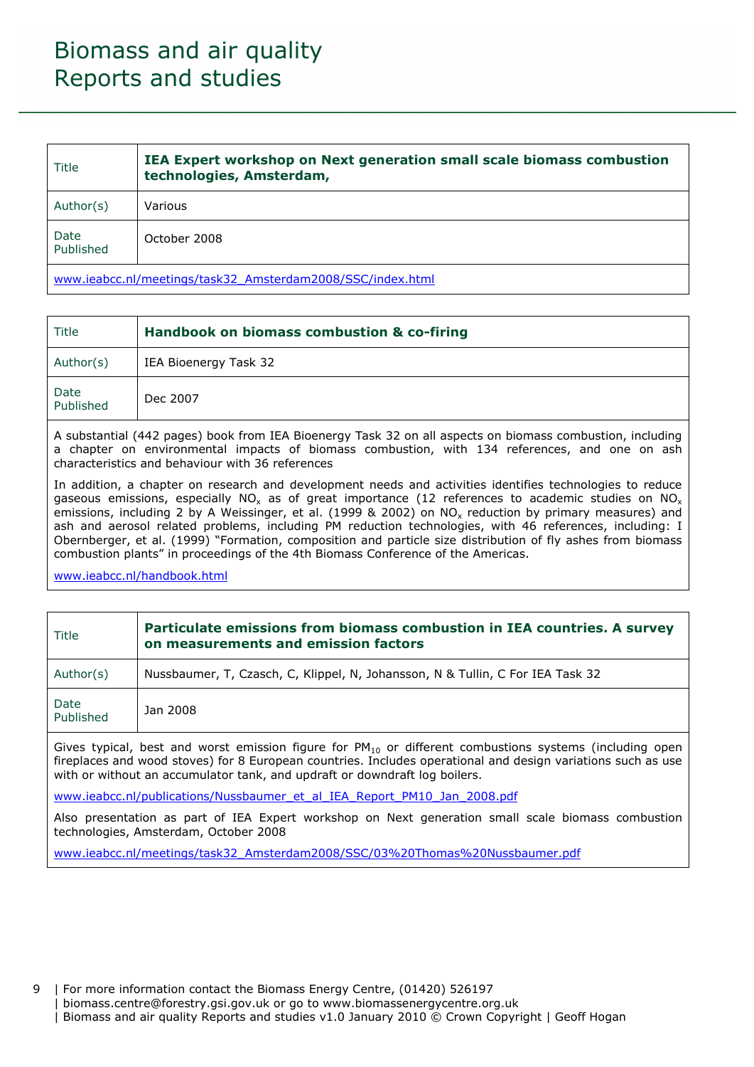# Biomass and air quality Reports and studies

| Title | **IEA Expert workshop on Next generation small scale biomass combustion technologies, Amsterdam,** |
|---|---|
| Author(s) | Various |
| Date Published | October 2008 |

www.ieabcc.nl/meetings/task32_Amsterdam2008/SSC/index.html

| Title | **Handbook on biomass combustion & co-firing** |
|---|---|
| Author(s) | IEA Bioenergy Task 32 |
| Date Published | Dec 2007 |

A substantial (442 pages) book from IEA Bioenergy Task 32 on all aspects on biomass combustion, including a chapter on environmental impacts of biomass combustion, with 134 references, and one on ash characteristics and behaviour with 36 references

In addition, a chapter on research and development needs and activities identifies technologies to reduce gaseous emissions, especially $NO_x$ as of great importance (12 references to academic studies on $NO_x$ emissions, including 2 by A Weissinger, et al. (1999 & 2002) on $NO_x$ reduction by primary measures) and ash and aerosol related problems, including PM reduction technologies, with 46 references, including: I Obernberger, et al. (1999) "Formation, composition and particle size distribution of fly ashes from biomass combustion plants" in proceedings of the 4th Biomass Conference of the Americas.

www.ieabcc.nl/handbook.html

| Title | **Particulate emissions from biomass combustion in IEA countries. A survey on measurements and emission factors** |
|---|---|
| Author(s) | Nussbaumer, T, Czasch, C, Klippel, N, Johansson, N & Tullin, C For IEA Task 32 |
| Date Published | Jan 2008 |

Gives typical, best and worst emission figure for $PM_{10}$ or different combustions systems (including open fireplaces and wood stoves) for 8 European countries. Includes operational and design variations such as use with or without an accumulator tank, and updraft or downdraft log boilers.

www.ieabcc.nl/publications/Nussbaumer_et_al_IEA_Report_PM10_Jan_2008.pdf

Also presentation as part of IEA Expert workshop on Next generation small scale biomass combustion technologies, Amsterdam, October 2008

www.ieabcc.nl/meetings/task32_Amsterdam2008/SSC/03%20Thomas%20Nussbaumer.pdf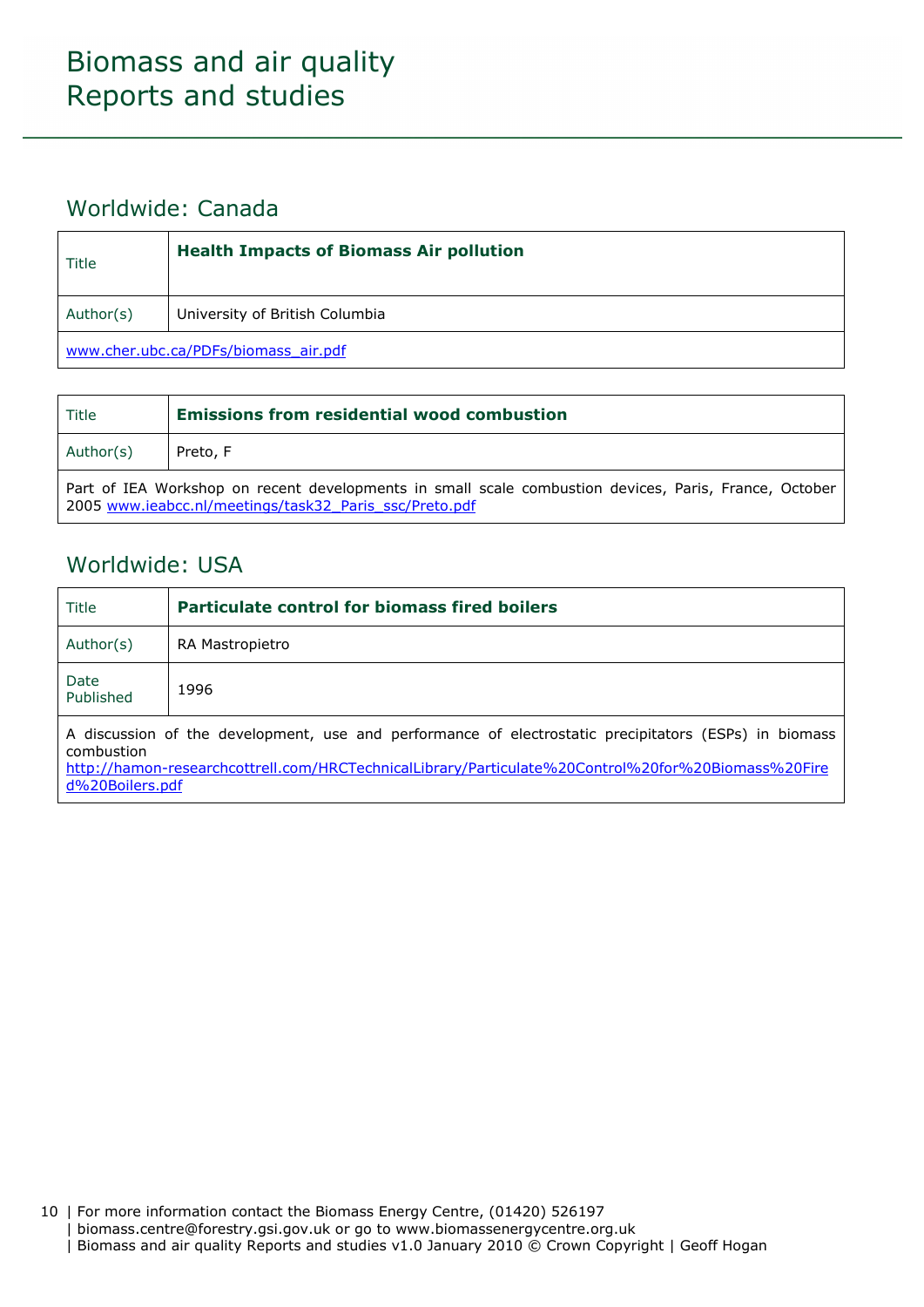# Biomass and air quality Reports and studies

## Worldwide: Canada

| Title | **Health Impacts of Biomass Air pollution** |
|---|---|
| Author(s) | University of British Columbia |
| www.cher.ubc.ca/PDFs/biomass_air.pdf | |

| Title | **Emissions from residential wood combustion** |
|---|---|
| Author(s) | Preto, F |
| Part of IEA Workshop on recent developments in small scale combustion devices, Paris, France, October 2005 www.ieabcc.nl/meetings/task32_Paris_ssc/Preto.pdf | |

## Worldwide: USA

| Title | **Particulate control for biomass fired boilers** |
|---|---|
| Author(s) | RA Mastropietro |
| Date Published | 1996 |
| A discussion of the development, use and performance of electrostatic precipitators (ESPs) in biomass combustion http://hamon-researchcottrell.com/HRCTechnicalLibrary/Particulate%20Control%20for%20Biomass%20Fired%20Boilers.pdf | |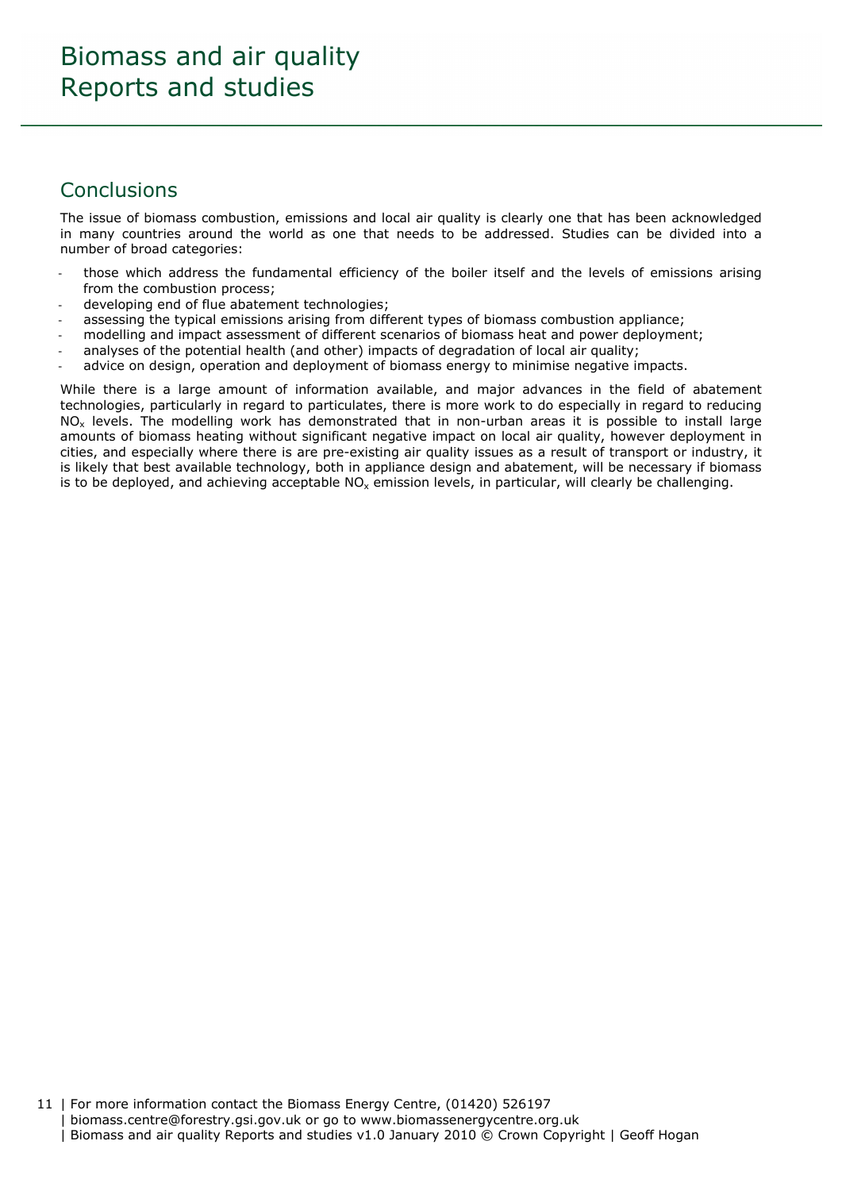# Biomass and air quality
# Reports and studies

## Conclusions

The issue of biomass combustion, emissions and local air quality is clearly one that has been acknowledged in many countries around the world as one that needs to be addressed. Studies can be divided into a number of broad categories:

- those which address the fundamental efficiency of the boiler itself and the levels of emissions arising from the combustion process;
- developing end of flue abatement technologies;
- assessing the typical emissions arising from different types of biomass combustion appliance;
- modelling and impact assessment of different scenarios of biomass heat and power deployment;
- analyses of the potential health (and other) impacts of degradation of local air quality;
- advice on design, operation and deployment of biomass energy to minimise negative impacts.

While there is a large amount of information available, and major advances in the field of abatement technologies, particularly in regard to particulates, there is more work to do especially in regard to reducing $NO_x$ levels. The modelling work has demonstrated that in non-urban areas it is possible to install large amounts of biomass heating without significant negative impact on local air quality, however deployment in cities, and especially where there is are pre-existing air quality issues as a result of transport or industry, it is likely that best available technology, both in appliance design and abatement, will be necessary if biomass is to be deployed, and achieving acceptable $NO_x$ emission levels, in particular, will clearly be challenging.